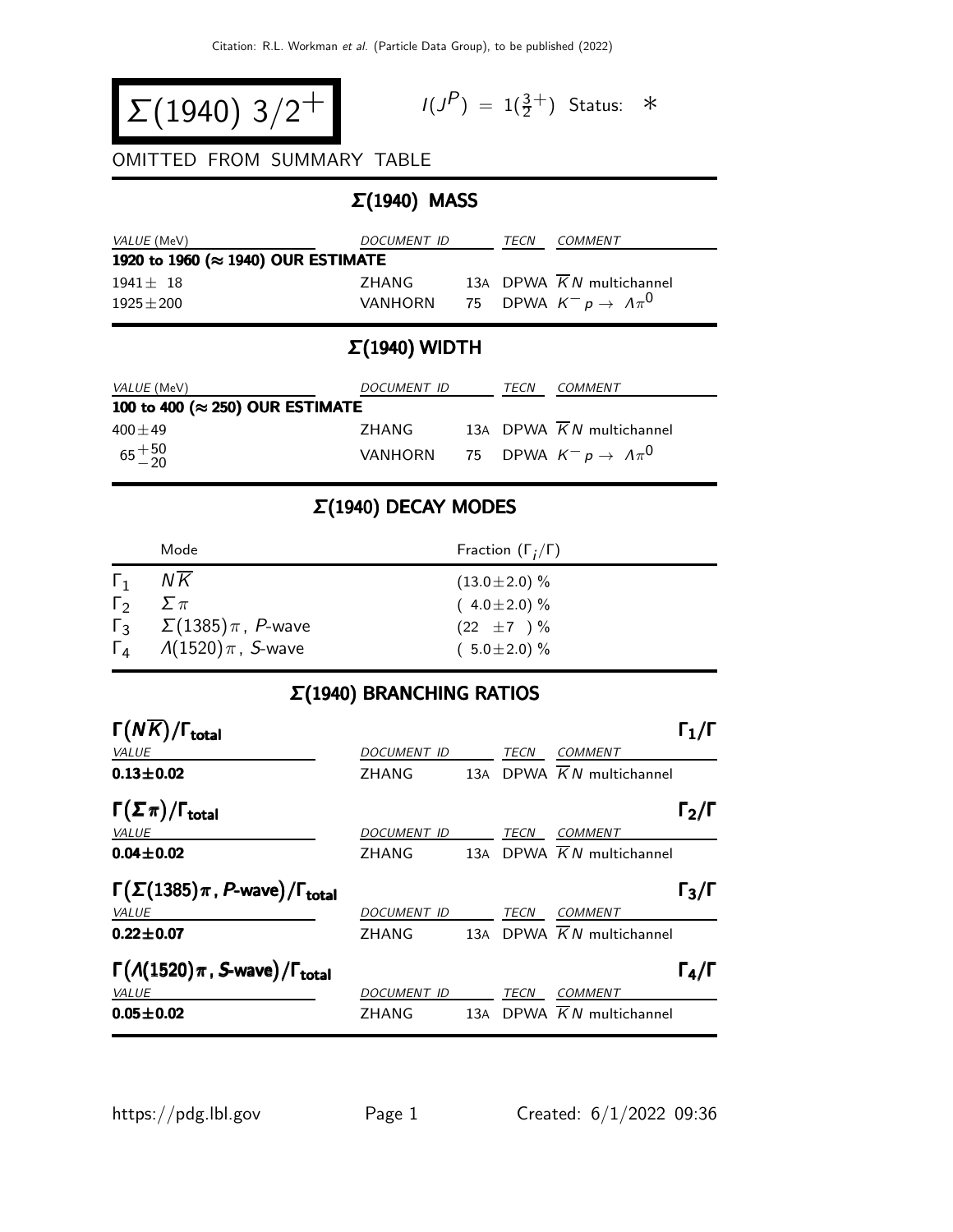# $\Sigma(1940)$ $3/2^+$

$I(J^P) = 1(\frac{3}{2}^+)$ Status: $*$

OMITTED FROM SUMMARY TABLE

## $\Sigma(1940)$ MASS

| *VALUE* (MeV) | *DOCUMENT ID* | | *TECN* | *COMMENT* |
|---|---|---|---|---|
| **1920 to 1960 (≈ 1940) OUR ESTIMATE** | | | | |
| $1941 \pm 18$ | ZHANG | 13A | DPWA | $\overline{K}N$ multichannel |
| $1925 \pm 200$ | VANHORN | 75 | DPWA | $K^- p \to \Lambda\pi^0$ |

## $\Sigma(1940)$ WIDTH

| *VALUE* (MeV) | *DOCUMENT ID* | | *TECN* | *COMMENT* |
|---|---|---|---|---|
| **100 to 400 (≈ 250) OUR ESTIMATE** | | | | |
| $400 \pm 49$ | ZHANG | 13A | DPWA | $\overline{K}N$ multichannel |
| $65^{+50}_{-20}$ | VANHORN | 75 | DPWA | $K^- p \to \Lambda\pi^0$ |

## $\Sigma(1940)$ DECAY MODES

| | Mode | Fraction ($\Gamma_i/\Gamma$) |
|---|---|---|
| $\Gamma_1$ | $N\overline{K}$ | $(13.0 \pm 2.0)$ % |
| $\Gamma_2$ | $\Sigma\pi$ | $(4.0 \pm 2.0)$ % |
| $\Gamma_3$ | $\Sigma(1385)\pi$, $P$-wave | $(22 \pm 7)$ % |
| $\Gamma_4$ | $\Lambda(1520)\pi$, $S$-wave | $(5.0 \pm 2.0)$ % |

## $\Sigma(1940)$ BRANCHING RATIOS

### $\Gamma(N\overline{K})/\Gamma_{\text{total}}$ — $\Gamma_1/\Gamma$

| *VALUE* | *DOCUMENT ID* | | *TECN* | *COMMENT* |
|---|---|---|---|---|
| **0.13±0.02** | ZHANG | 13A | DPWA | $\overline{K}N$ multichannel |

### $\Gamma(\Sigma\pi)/\Gamma_{\text{total}}$ — $\Gamma_2/\Gamma$

| *VALUE* | *DOCUMENT ID* | | *TECN* | *COMMENT* |
|---|---|---|---|---|
| **0.04±0.02** | ZHANG | 13A | DPWA | $\overline{K}N$ multichannel |

### $\Gamma(\Sigma(1385)\pi$, $P$-wave$)/\Gamma_{\text{total}}$ — $\Gamma_3/\Gamma$

| *VALUE* | *DOCUMENT ID* | | *TECN* | *COMMENT* |
|---|---|---|---|---|
| **0.22±0.07** | ZHANG | 13A | DPWA | $\overline{K}N$ multichannel |

### $\Gamma(\Lambda(1520)\pi$, $S$-wave$)/\Gamma_{\text{total}}$ — $\Gamma_4/\Gamma$

| *VALUE* | *DOCUMENT ID* | | *TECN* | *COMMENT* |
|---|---|---|---|---|
| **0.05±0.02** | ZHANG | 13A | DPWA | $\overline{K}N$ multichannel |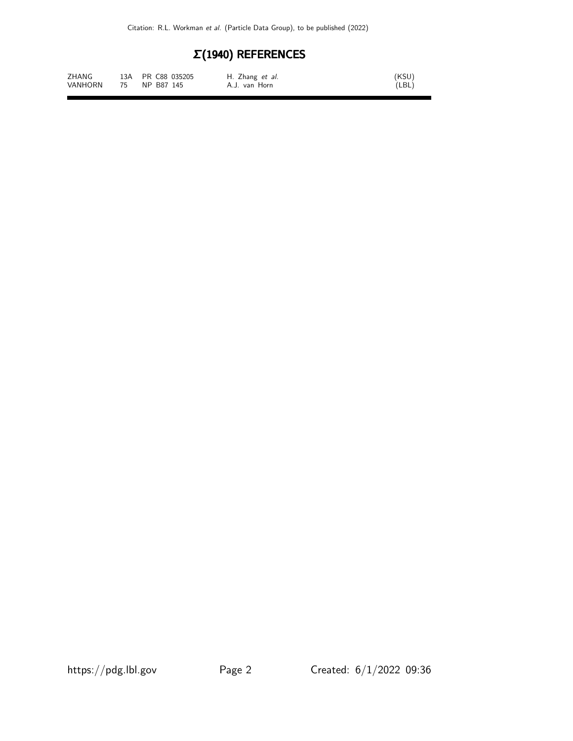# Σ(1940) REFERENCES

| | | | | |
|---|---|---|---|---|
| ZHANG | 13A | PR C88 035205 | H. Zhang *et al.* | (KSU) |
| VANHORN | 75 | NP B87 145 | A.J. van Horn | (LBL) |